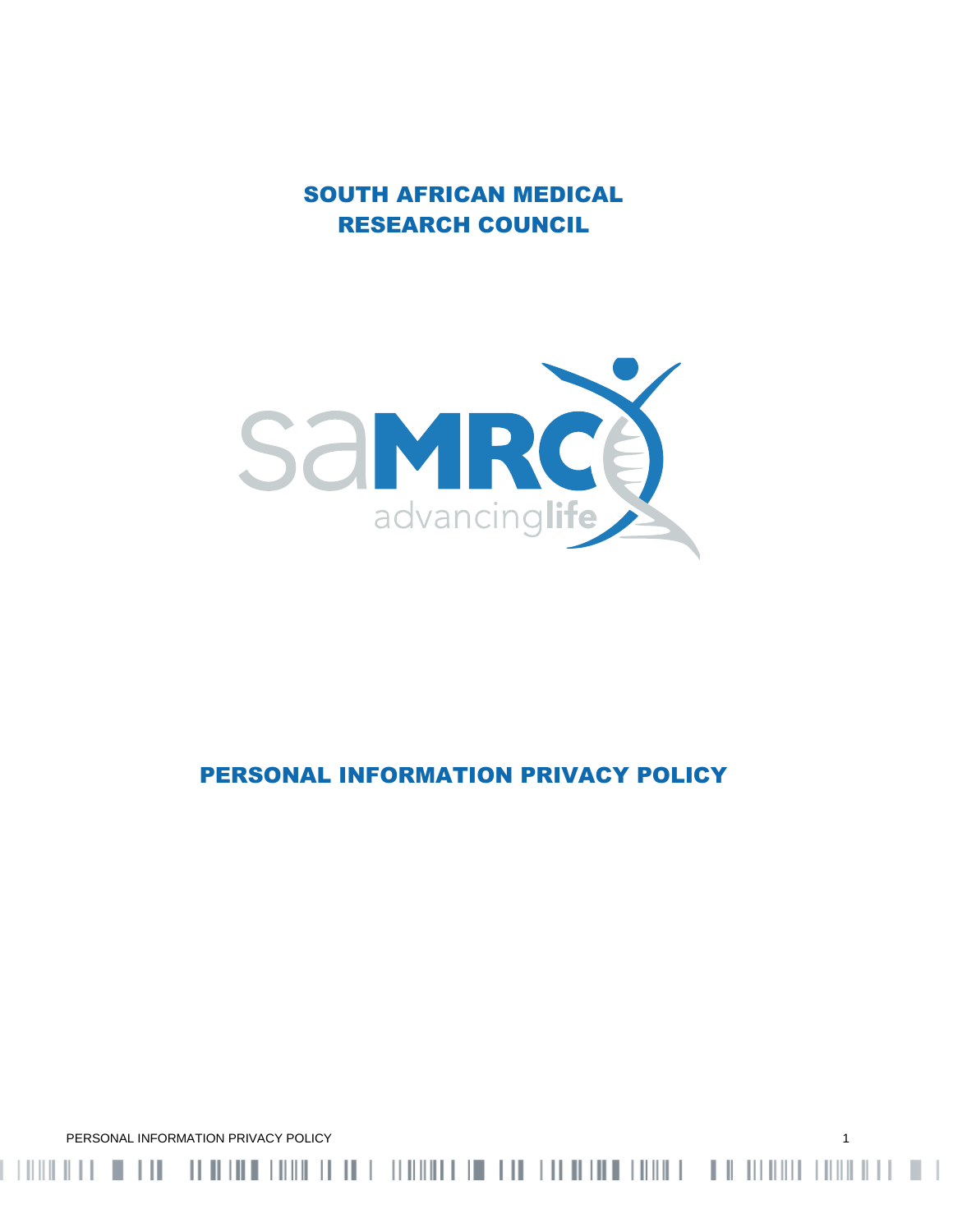# SOUTH AFRICAN MEDICAL RESEARCH COUNCIL

# PERSONAL INFORMATION PRIVACY POLICY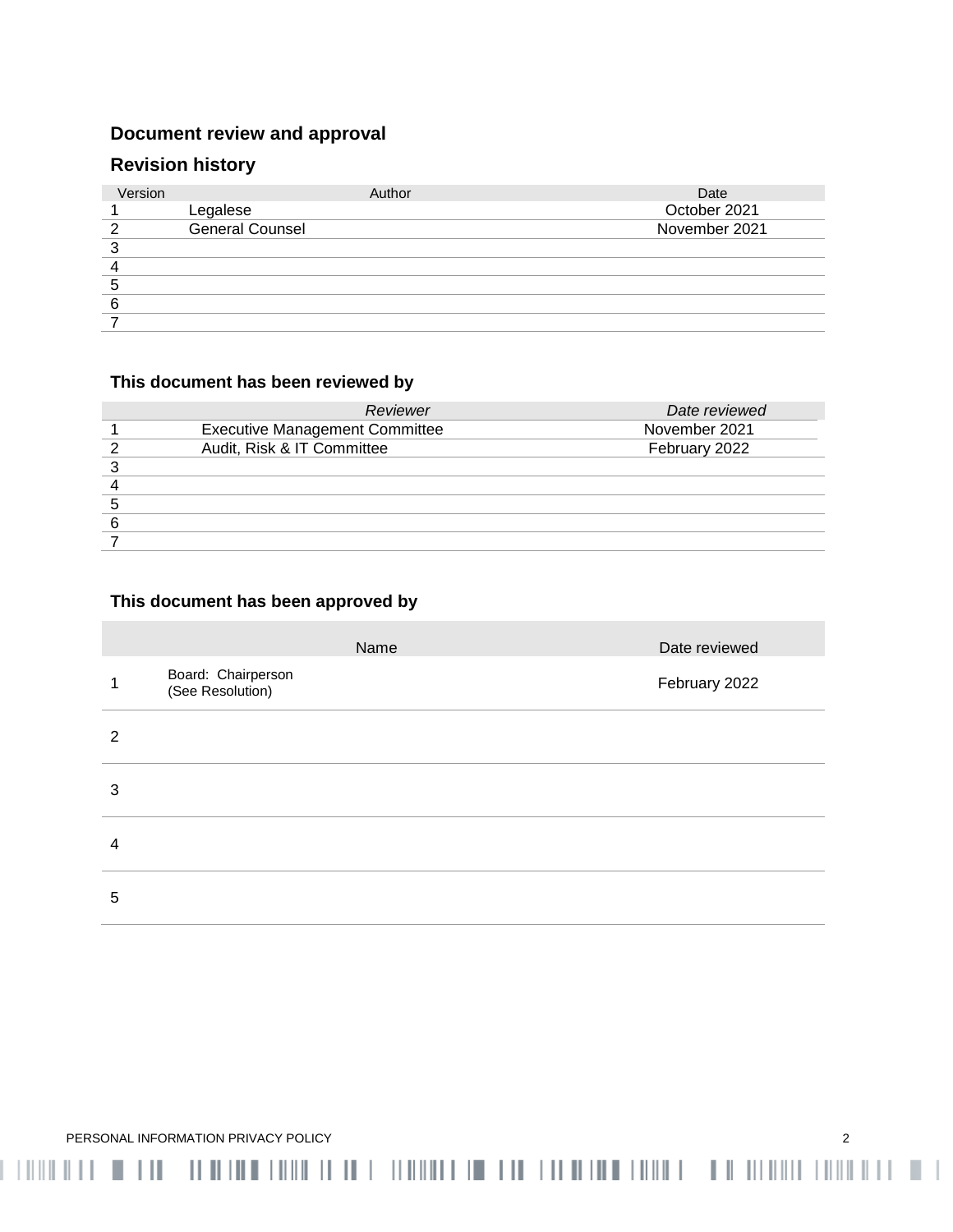## Document review and approval

### Revision history

| Version | Author | Date |
|---|---|---|
| 1 | Legalese | October 2021 |
| 2 | General Counsel | November 2021 |
| 3 | | |
| 4 | | |
| 5 | | |
| 6 | | |
| 7 | | |

### This document has been reviewed by

| | *Reviewer* | *Date reviewed* |
|---|---|---|
| 1 | Executive Management Committee | November 2021 |
| 2 | Audit, Risk & IT Committee | February 2022 |
| 3 | | |
| 4 | | |
| 5 | | |
| 6 | | |
| 7 | | |

### This document has been approved by

| | Name | Date reviewed |
|---|---|---|
| 1 | Board: Chairperson (See Resolution) | February 2022 |
| 2 | | |
| 3 | | |
| 4 | | |
| 5 | | |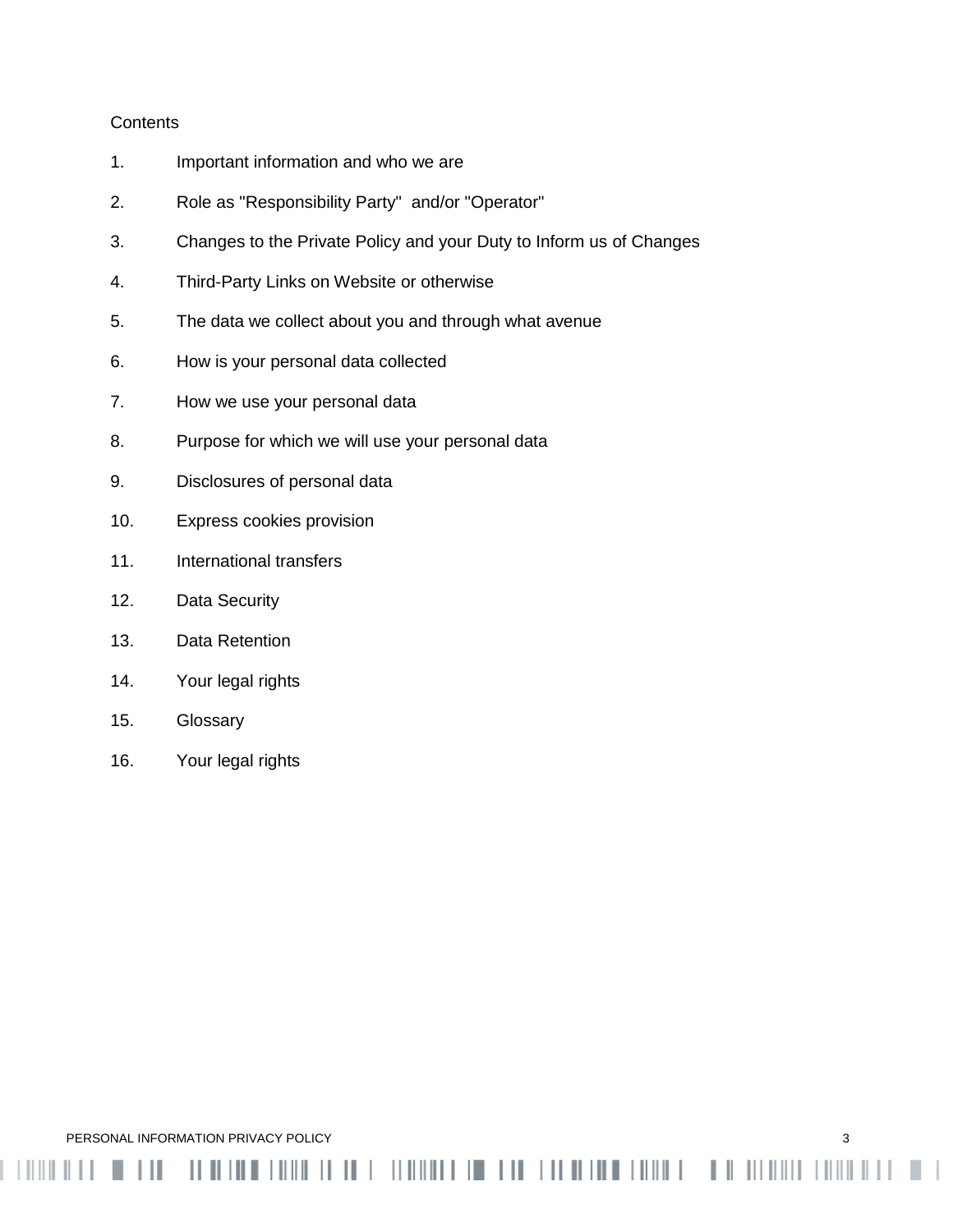Contents

1. Important information and who we are
2. Role as "Responsibility Party" and/or "Operator"
3. Changes to the Private Policy and your Duty to Inform us of Changes
4. Third-Party Links on Website or otherwise
5. The data we collect about you and through what avenue
6. How is your personal data collected
7. How we use your personal data
8. Purpose for which we will use your personal data
9. Disclosures of personal data
10. Express cookies provision
11. International transfers
12. Data Security
13. Data Retention
14. Your legal rights
15. Glossary
16. Your legal rights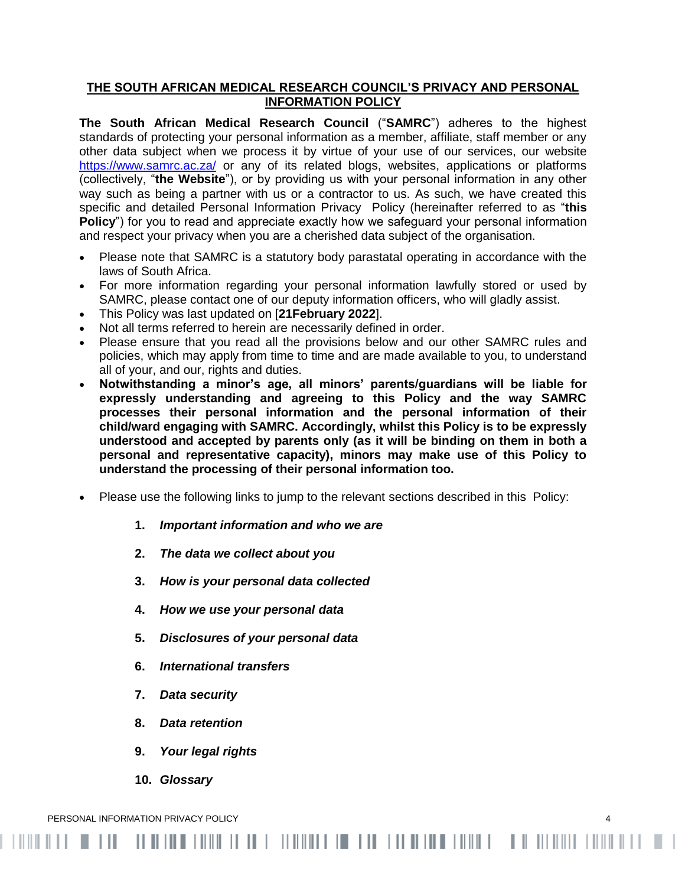## THE SOUTH AFRICAN MEDICAL RESEARCH COUNCIL'S PRIVACY AND PERSONAL INFORMATION POLICY

**The South African Medical Research Council** ("**SAMRC**") adheres to the highest standards of protecting your personal information as a member, affiliate, staff member or any other data subject when we process it by virtue of your use of our services, our website https://www.samrc.ac.za/ or any of its related blogs, websites, applications or platforms (collectively, "**the Website**"), or by providing us with your personal information in any other way such as being a partner with us or a contractor to us. As such, we have created this specific and detailed Personal Information Privacy Policy (hereinafter referred to as "**this Policy**") for you to read and appreciate exactly how we safeguard your personal information and respect your privacy when you are a cherished data subject of the organisation.

- Please note that SAMRC is a statutory body parastatal operating in accordance with the laws of South Africa.
- For more information regarding your personal information lawfully stored or used by SAMRC, please contact one of our deputy information officers, who will gladly assist.
- This Policy was last updated on [**21February 2022**].
- Not all terms referred to herein are necessarily defined in order.
- Please ensure that you read all the provisions below and our other SAMRC rules and policies, which may apply from time to time and are made available to you, to understand all of your, and our, rights and duties.
- **Notwithstanding a minor's age, all minors' parents/guardians will be liable for expressly understanding and agreeing to this Policy and the way SAMRC processes their personal information and the personal information of their child/ward engaging with SAMRC. Accordingly, whilst this Policy is to be expressly understood and accepted by parents only (as it will be binding on them in both a personal and representative capacity), minors may make use of this Policy to understand the processing of their personal information too.**
- Please use the following links to jump to the relevant sections described in this Policy:

  1. ***Important information and who we are***
  2. ***The data we collect about you***
  3. ***How is your personal data collected***
  4. ***How we use your personal data***
  5. ***Disclosures of your personal data***
  6. ***International transfers***
  7. ***Data security***
  8. ***Data retention***
  9. ***Your legal rights***
  10. ***Glossary***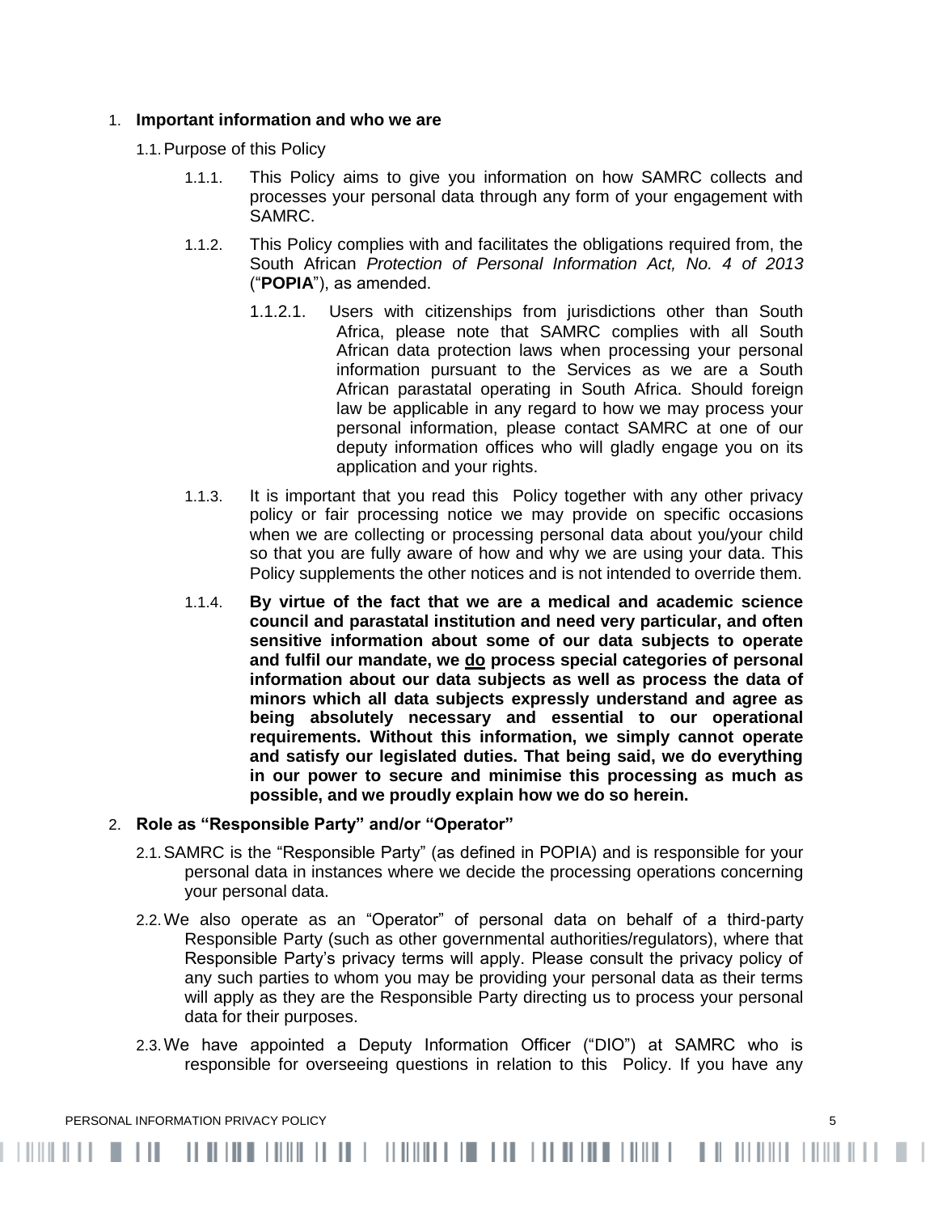1. **Important information and who we are**

   1.1. Purpose of this Policy

   1.1.1. This Policy aims to give you information on how SAMRC collects and processes your personal data through any form of your engagement with SAMRC.

   1.1.2. This Policy complies with and facilitates the obligations required from, the South African *Protection of Personal Information Act, No. 4 of 2013* ("**POPIA**"), as amended.

   1.1.2.1. Users with citizenships from jurisdictions other than South Africa, please note that SAMRC complies with all South African data protection laws when processing your personal information pursuant to the Services as we are a South African parastatal operating in South Africa. Should foreign law be applicable in any regard to how we may process your personal information, please contact SAMRC at one of our deputy information offices who will gladly engage you on its application and your rights.

   1.1.3. It is important that you read this Policy together with any other privacy policy or fair processing notice we may provide on specific occasions when we are collecting or processing personal data about you/your child so that you are fully aware of how and why we are using your data. This Policy supplements the other notices and is not intended to override them.

   1.1.4. **By virtue of the fact that we are a medical and academic science council and parastatal institution and need very particular, and often sensitive information about some of our data subjects to operate and fulfil our mandate, we <u>do</u> process special categories of personal information about our data subjects as well as process the data of minors which all data subjects expressly understand and agree as being absolutely necessary and essential to our operational requirements. Without this information, we simply cannot operate and satisfy our legislated duties. That being said, we do everything in our power to secure and minimise this processing as much as possible, and we proudly explain how we do so herein.**

2. **Role as "Responsible Party" and/or "Operator"**

   2.1. SAMRC is the "Responsible Party" (as defined in POPIA) and is responsible for your personal data in instances where we decide the processing operations concerning your personal data.

   2.2. We also operate as an "Operator" of personal data on behalf of a third-party Responsible Party (such as other governmental authorities/regulators), where that Responsible Party's privacy terms will apply. Please consult the privacy policy of any such parties to whom you may be providing your personal data as their terms will apply as they are the Responsible Party directing us to process your personal data for their purposes.

   2.3. We have appointed a Deputy Information Officer ("DIO") at SAMRC who is responsible for overseeing questions in relation to this Policy. If you have any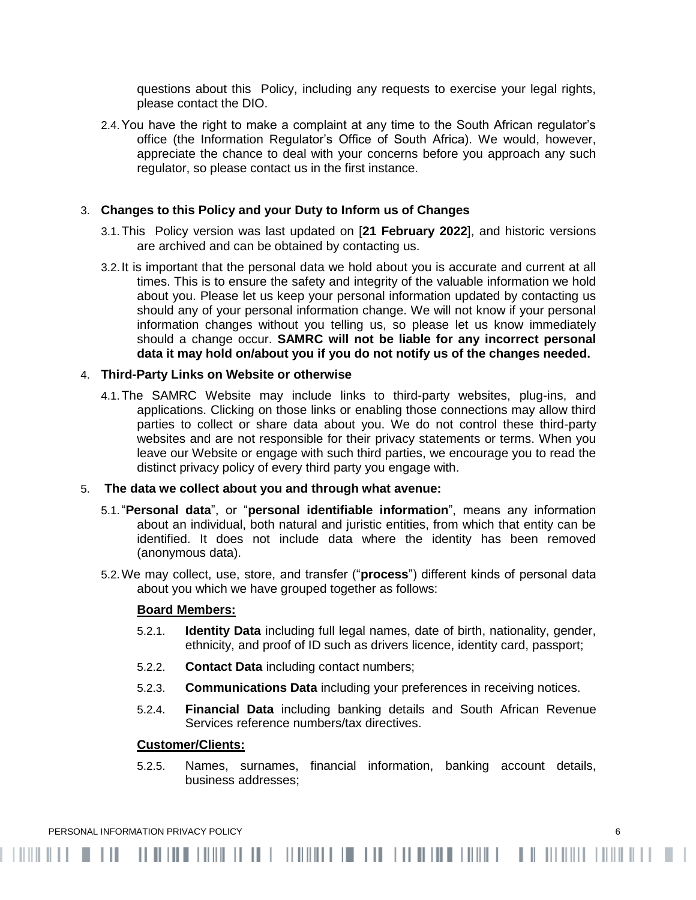questions about this Policy, including any requests to exercise your legal rights, please contact the DIO.

2.4. You have the right to make a complaint at any time to the South African regulator's office (the Information Regulator's Office of South Africa). We would, however, appreciate the chance to deal with your concerns before you approach any such regulator, so please contact us in the first instance.

3. **Changes to this Policy and your Duty to Inform us of Changes**

3.1. This Policy version was last updated on [**21 February 2022**], and historic versions are archived and can be obtained by contacting us.

3.2. It is important that the personal data we hold about you is accurate and current at all times. This is to ensure the safety and integrity of the valuable information we hold about you. Please let us keep your personal information updated by contacting us should any of your personal information change. We will not know if your personal information changes without you telling us, so please let us know immediately should a change occur. **SAMRC will not be liable for any incorrect personal data it may hold on/about you if you do not notify us of the changes needed.**

4. **Third-Party Links on Website or otherwise**

4.1. The SAMRC Website may include links to third-party websites, plug-ins, and applications. Clicking on those links or enabling those connections may allow third parties to collect or share data about you. We do not control these third-party websites and are not responsible for their privacy statements or terms. When you leave our Website or engage with such third parties, we encourage you to read the distinct privacy policy of every third party you engage with.

5. **The data we collect about you and through what avenue:**

5.1. "**Personal data**", or "**personal identifiable information**", means any information about an individual, both natural and juristic entities, from which that entity can be identified. It does not include data where the identity has been removed (anonymous data).

5.2. We may collect, use, store, and transfer ("**process**") different kinds of personal data about you which we have grouped together as follows:

**Board Members:**

5.2.1. **Identity Data** including full legal names, date of birth, nationality, gender, ethnicity, and proof of ID such as drivers licence, identity card, passport;

5.2.2. **Contact Data** including contact numbers;

5.2.3. **Communications Data** including your preferences in receiving notices.

5.2.4. **Financial Data** including banking details and South African Revenue Services reference numbers/tax directives.

**Customer/Clients:**

5.2.5. Names, surnames, financial information, banking account details, business addresses;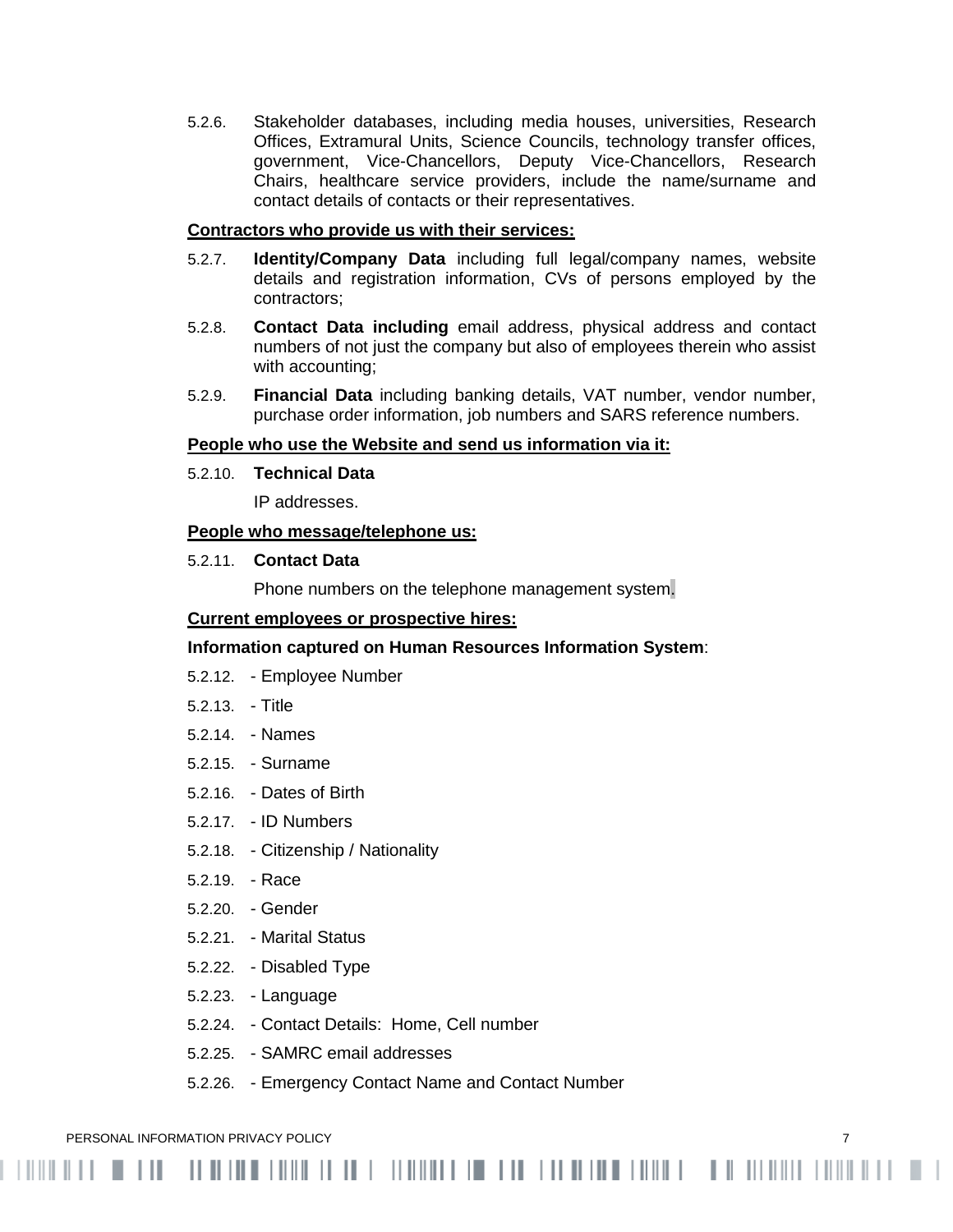5.2.6. Stakeholder databases, including media houses, universities, Research Offices, Extramural Units, Science Councils, technology transfer offices, government, Vice-Chancellors, Deputy Vice-Chancellors, Research Chairs, healthcare service providers, include the name/surname and contact details of contacts or their representatives.

**Contractors who provide us with their services:**

5.2.7. **Identity/Company Data** including full legal/company names, website details and registration information, CVs of persons employed by the contractors;

5.2.8. **Contact Data including** email address, physical address and contact numbers of not just the company but also of employees therein who assist with accounting;

5.2.9. **Financial Data** including banking details, VAT number, vendor number, purchase order information, job numbers and SARS reference numbers.

**People who use the Website and send us information via it:**

5.2.10. **Technical Data**

IP addresses.

**People who message/telephone us:**

5.2.11. **Contact Data**

Phone numbers on the telephone management system.

**Current employees or prospective hires:**

**Information captured on Human Resources Information System**:

5.2.12. - Employee Number

5.2.13. - Title

5.2.14. - Names

5.2.15. - Surname

5.2.16. - Dates of Birth

5.2.17. - ID Numbers

5.2.18. - Citizenship / Nationality

5.2.19. - Race

5.2.20. - Gender

5.2.21. - Marital Status

5.2.22. - Disabled Type

5.2.23. - Language

5.2.24. - Contact Details: Home, Cell number

5.2.25. - SAMRC email addresses

5.2.26. - Emergency Contact Name and Contact Number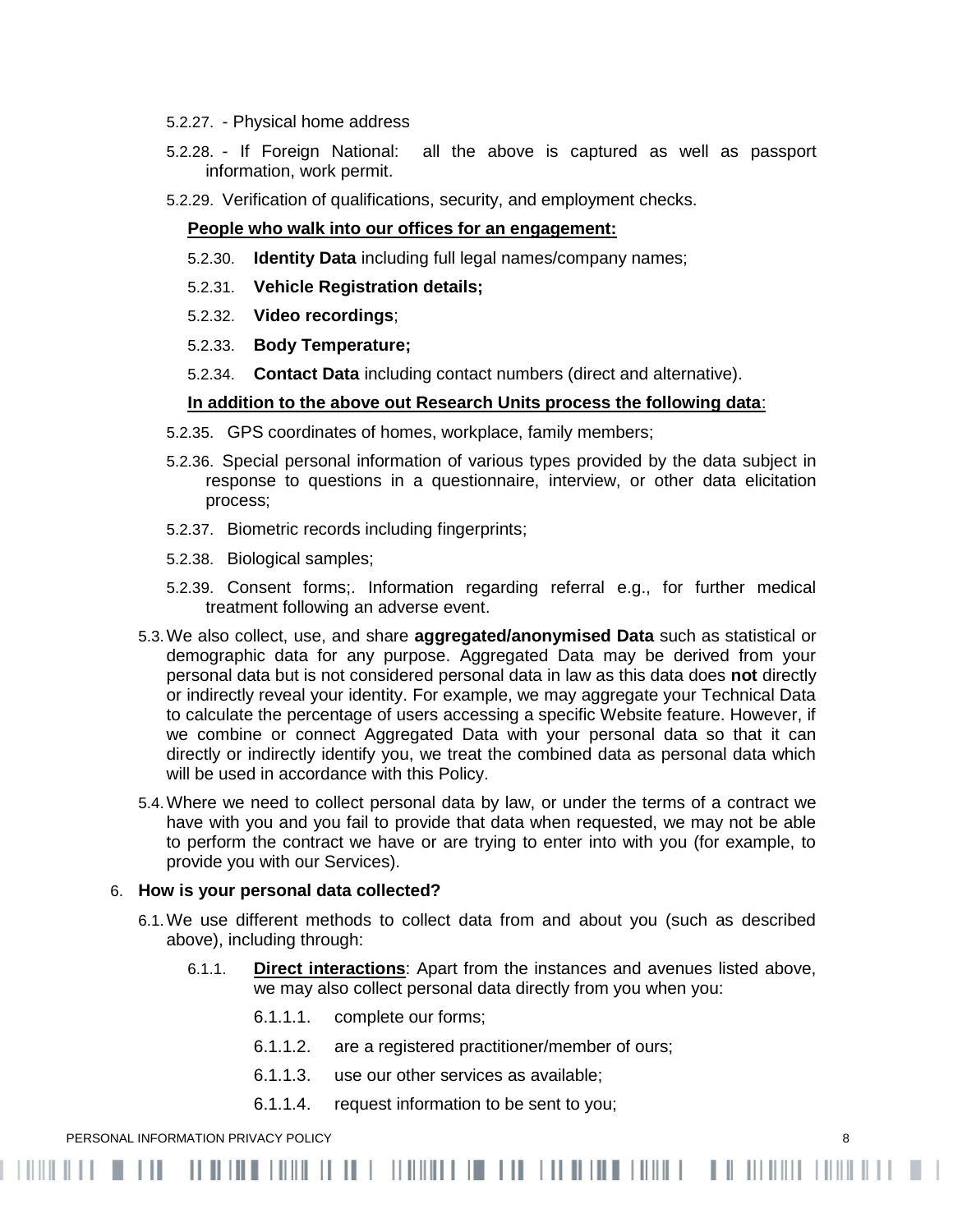5.2.27. - Physical home address

5.2.28. - If Foreign National: all the above is captured as well as passport information, work permit.

5.2.29. Verification of qualifications, security, and employment checks.

**People who walk into our offices for an engagement:**

5.2.30. **Identity Data** including full legal names/company names;

5.2.31. **Vehicle Registration details;**

5.2.32. **Video recordings**;

5.2.33. **Body Temperature;**

5.2.34. **Contact Data** including contact numbers (direct and alternative).

**In addition to the above out Research Units process the following data**:

5.2.35. GPS coordinates of homes, workplace, family members;

5.2.36. Special personal information of various types provided by the data subject in response to questions in a questionnaire, interview, or other data elicitation process;

5.2.37. Biometric records including fingerprints;

5.2.38. Biological samples;

5.2.39. Consent forms;. Information regarding referral e.g., for further medical treatment following an adverse event.

5.3. We also collect, use, and share **aggregated/anonymised Data** such as statistical or demographic data for any purpose. Aggregated Data may be derived from your personal data but is not considered personal data in law as this data does **not** directly or indirectly reveal your identity. For example, we may aggregate your Technical Data to calculate the percentage of users accessing a specific Website feature. However, if we combine or connect Aggregated Data with your personal data so that it can directly or indirectly identify you, we treat the combined data as personal data which will be used in accordance with this Policy.

5.4. Where we need to collect personal data by law, or under the terms of a contract we have with you and you fail to provide that data when requested, we may not be able to perform the contract we have or are trying to enter into with you (for example, to provide you with our Services).

6. **How is your personal data collected?**

6.1. We use different methods to collect data from and about you (such as described above), including through:

6.1.1. **Direct interactions**: Apart from the instances and avenues listed above, we may also collect personal data directly from you when you:

6.1.1.1. complete our forms;

6.1.1.2. are a registered practitioner/member of ours;

6.1.1.3. use our other services as available;

6.1.1.4. request information to be sent to you;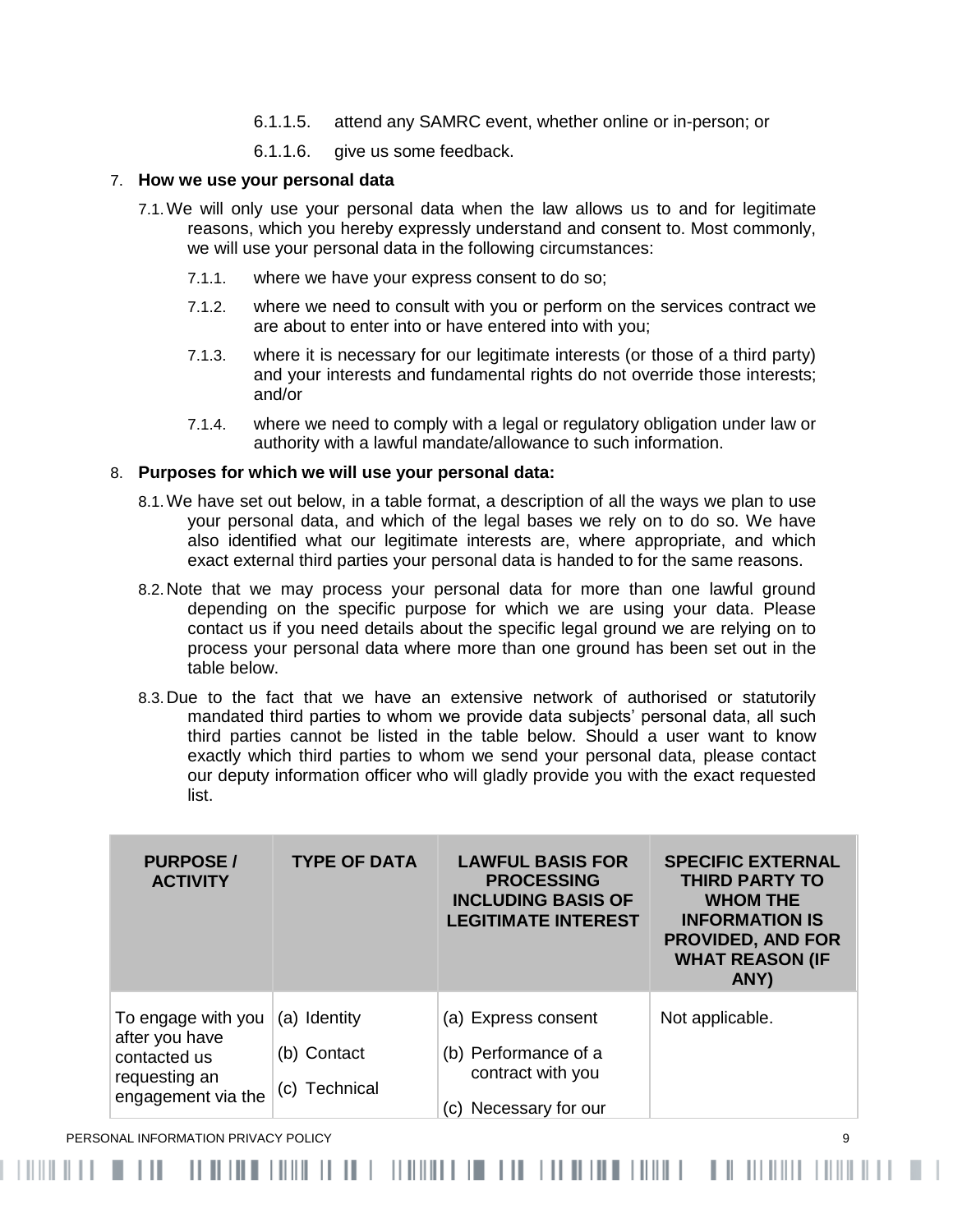6.1.1.5. attend any SAMRC event, whether online or in-person; or

6.1.1.6. give us some feedback.

7. **How we use your personal data**

7.1. We will only use your personal data when the law allows us to and for legitimate reasons, which you hereby expressly understand and consent to. Most commonly, we will use your personal data in the following circumstances:

7.1.1. where we have your express consent to do so;

7.1.2. where we need to consult with you or perform on the services contract we are about to enter into or have entered into with you;

7.1.3. where it is necessary for our legitimate interests (or those of a third party) and your interests and fundamental rights do not override those interests; and/or

7.1.4. where we need to comply with a legal or regulatory obligation under law or authority with a lawful mandate/allowance to such information.

8. **Purposes for which we will use your personal data:**

8.1. We have set out below, in a table format, a description of all the ways we plan to use your personal data, and which of the legal bases we rely on to do so. We have also identified what our legitimate interests are, where appropriate, and which exact external third parties your personal data is handed to for the same reasons.

8.2. Note that we may process your personal data for more than one lawful ground depending on the specific purpose for which we are using your data. Please contact us if you need details about the specific legal ground we are relying on to process your personal data where more than one ground has been set out in the table below.

8.3. Due to the fact that we have an extensive network of authorised or statutorily mandated third parties to whom we provide data subjects' personal data, all such third parties cannot be listed in the table below. Should a user want to know exactly which third parties to whom we send your personal data, please contact our deputy information officer who will gladly provide you with the exact requested list.

| PURPOSE / ACTIVITY | TYPE OF DATA | LAWFUL BASIS FOR PROCESSING INCLUDING BASIS OF LEGITIMATE INTEREST | SPECIFIC EXTERNAL THIRD PARTY TO WHOM THE INFORMATION IS PROVIDED, AND FOR WHAT REASON (IF ANY) |
|---|---|---|---|
| To engage with you after you have contacted us requesting an engagement via the | (a) Identity<br>(b) Contact<br>(c) Technical | (a) Express consent<br>(b) Performance of a contract with you<br>(c) Necessary for our | Not applicable. |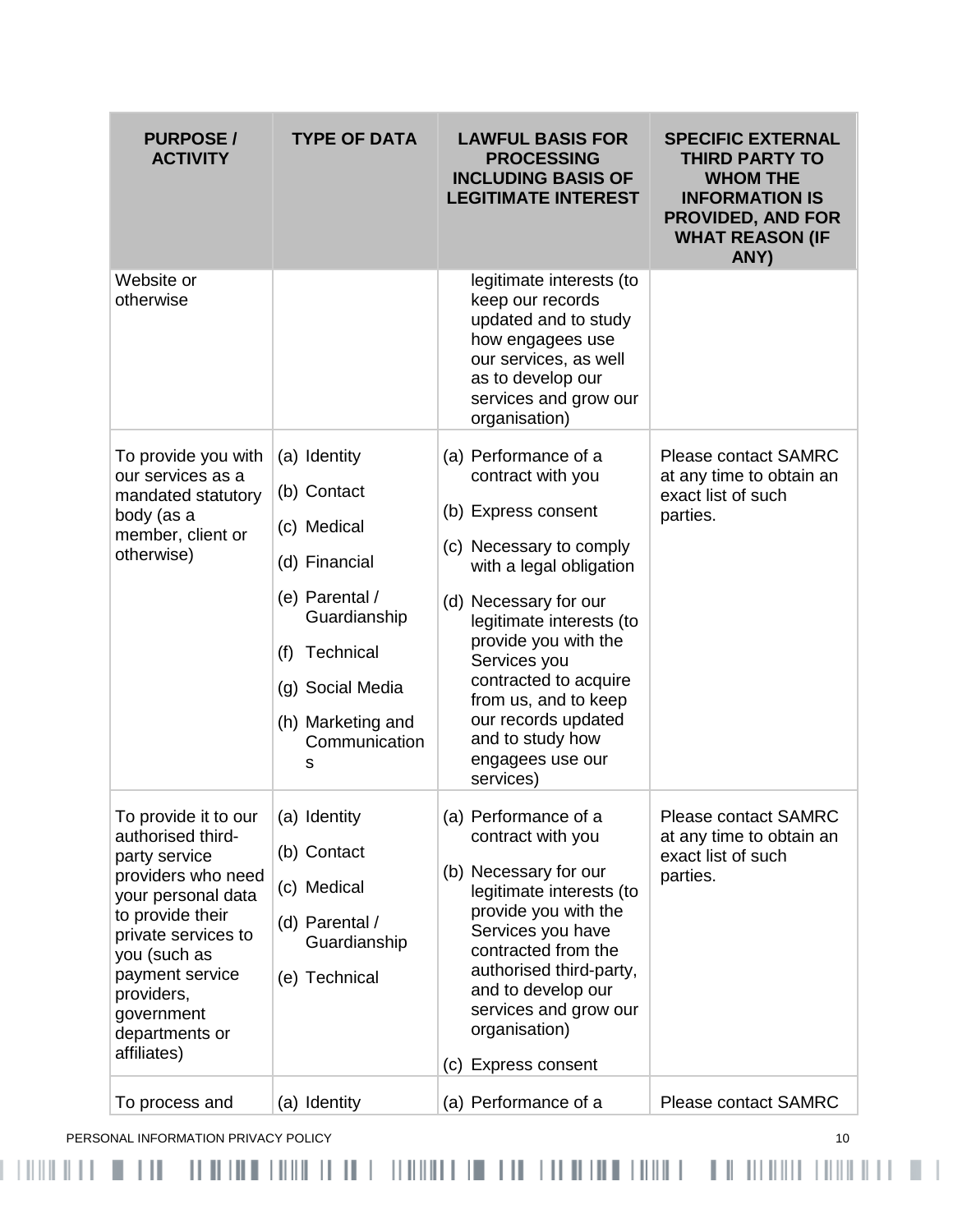| PURPOSE / ACTIVITY | TYPE OF DATA | LAWFUL BASIS FOR PROCESSING INCLUDING BASIS OF LEGITIMATE INTEREST | SPECIFIC EXTERNAL THIRD PARTY TO WHOM THE INFORMATION IS PROVIDED, AND FOR WHAT REASON (IF ANY) |
|---|---|---|---|
| Website or otherwise | | legitimate interests (to keep our records updated and to study how engagees use our services, as well as to develop our services and grow our organisation) | |
| To provide you with our services as a mandated statutory body (as a member, client or otherwise) | (a) Identity<br>(b) Contact<br>(c) Medical<br>(d) Financial<br>(e) Parental / Guardianship<br>(f) Technical<br>(g) Social Media<br>(h) Marketing and Communications | (a) Performance of a contract with you<br>(b) Express consent<br>(c) Necessary to comply with a legal obligation<br>(d) Necessary for our legitimate interests (to provide you with the Services you contracted to acquire from us, and to keep our records updated and to study how engagees use our services) | Please contact SAMRC at any time to obtain an exact list of such parties. |
| To provide it to our authorised third-party service providers who need your personal data to provide their private services to you (such as payment service providers, government departments or affiliates) | (a) Identity<br>(b) Contact<br>(c) Medical<br>(d) Parental / Guardianship<br>(e) Technical | (a) Performance of a contract with you<br>(b) Necessary for our legitimate interests (to provide you with the Services you have contracted from the authorised third-party, and to develop our services and grow our organisation)<br>(c) Express consent | Please contact SAMRC at any time to obtain an exact list of such parties. |
| To process and | (a) Identity | (a) Performance of a | Please contact SAMRC |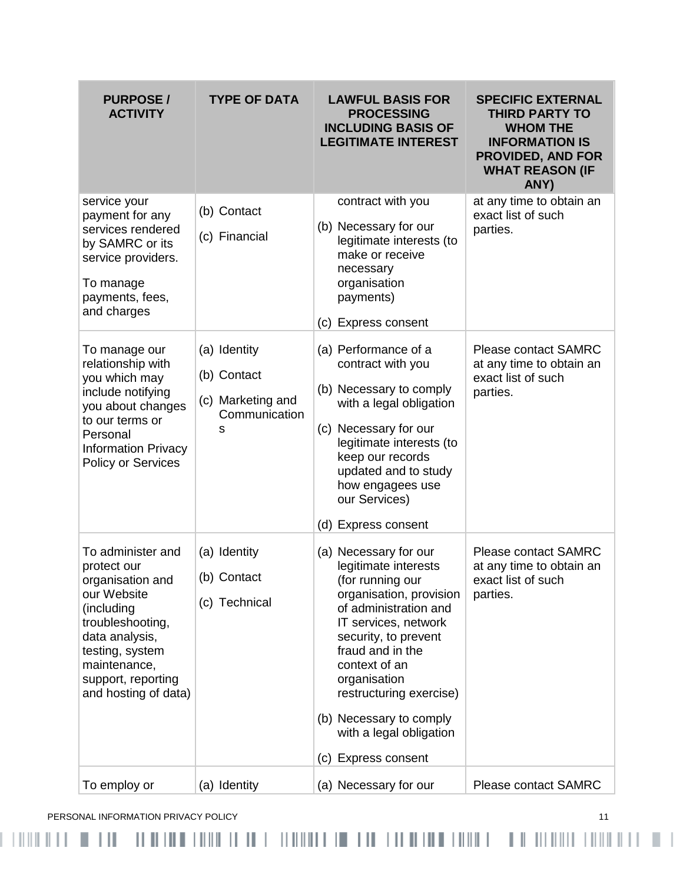| PURPOSE / ACTIVITY | TYPE OF DATA | LAWFUL BASIS FOR PROCESSING INCLUDING BASIS OF LEGITIMATE INTEREST | SPECIFIC EXTERNAL THIRD PARTY TO WHOM THE INFORMATION IS PROVIDED, AND FOR WHAT REASON (IF ANY) |
|---|---|---|---|
| service your payment for any services rendered by SAMRC or its service providers.<br><br>To manage payments, fees, and charges | (b) Contact<br><br>(c) Financial | contract with you<br><br>(b) Necessary for our legitimate interests (to make or receive necessary organisation payments)<br><br>(c) Express consent | at any time to obtain an exact list of such parties. |
| To manage our relationship with you which may include notifying you about changes to our terms or Personal Information Privacy Policy or Services | (a) Identity<br><br>(b) Contact<br><br>(c) Marketing and Communications | (a) Performance of a contract with you<br><br>(b) Necessary to comply with a legal obligation<br><br>(c) Necessary for our legitimate interests (to keep our records updated and to study how engagees use our Services)<br><br>(d) Express consent | Please contact SAMRC at any time to obtain an exact list of such parties. |
| To administer and protect our organisation and our Website (including troubleshooting, data analysis, testing, system maintenance, support, reporting and hosting of data) | (a) Identity<br><br>(b) Contact<br><br>(c) Technical | (a) Necessary for our legitimate interests (for running our organisation, provision of administration and IT services, network security, to prevent fraud and in the context of an organisation restructuring exercise)<br><br>(b) Necessary to comply with a legal obligation<br><br>(c) Express consent | Please contact SAMRC at any time to obtain an exact list of such parties. |
| To employ or | (a) Identity | (a) Necessary for our | Please contact SAMRC |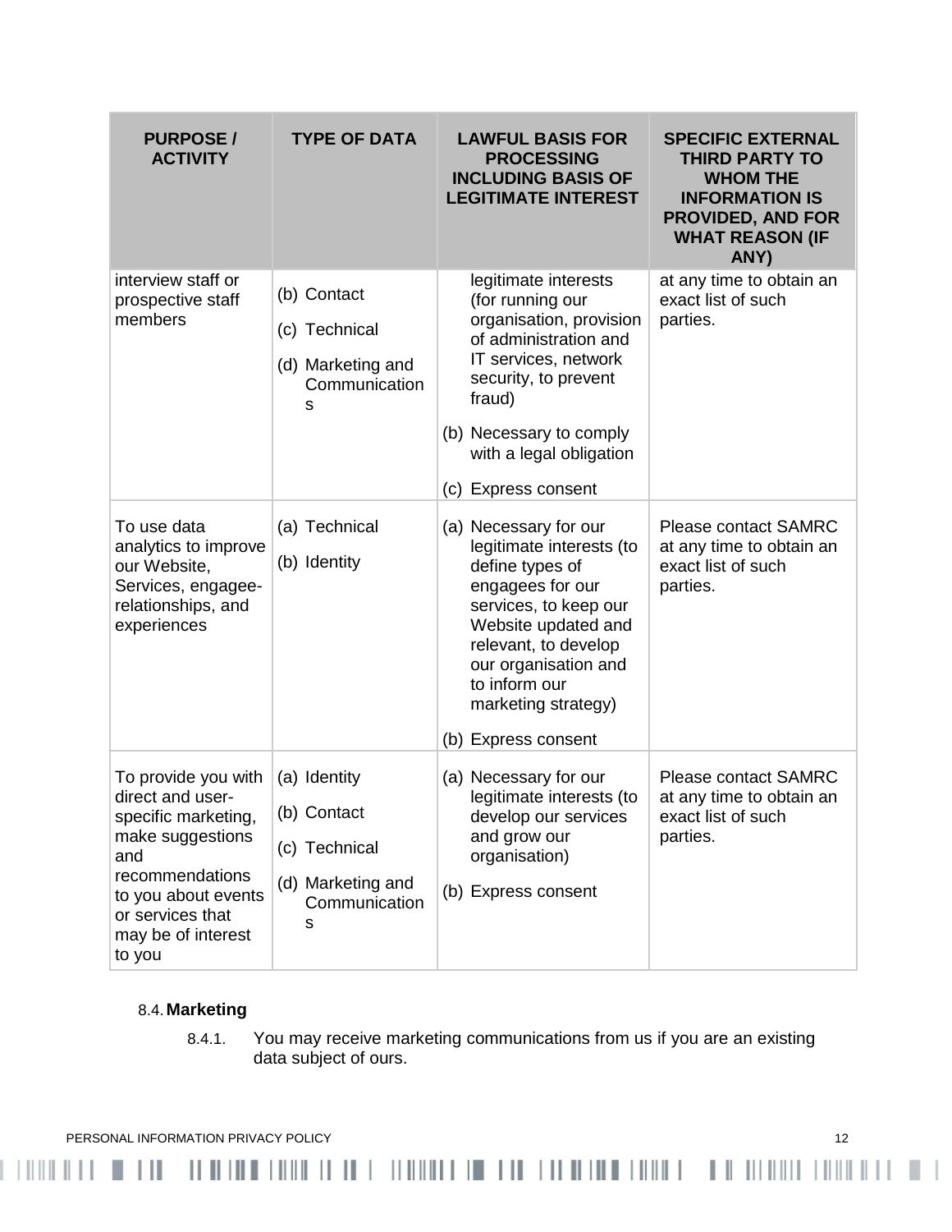| PURPOSE / ACTIVITY | TYPE OF DATA | LAWFUL BASIS FOR PROCESSING INCLUDING BASIS OF LEGITIMATE INTEREST | SPECIFIC EXTERNAL THIRD PARTY TO WHOM THE INFORMATION IS PROVIDED, AND FOR WHAT REASON (IF ANY) |
|---|---|---|---|
| interview staff or prospective staff members | (b) Contact<br>(c) Technical<br>(d) Marketing and Communications | legitimate interests (for running our organisation, provision of administration and IT services, network security, to prevent fraud)<br>(b) Necessary to comply with a legal obligation<br>(c) Express consent | at any time to obtain an exact list of such parties. |
| To use data analytics to improve our Website, Services, engagee-relationships, and experiences | (a) Technical<br>(b) Identity | (a) Necessary for our legitimate interests (to define types of engagees for our services, to keep our Website updated and relevant, to develop our organisation and to inform our marketing strategy)<br>(b) Express consent | Please contact SAMRC at any time to obtain an exact list of such parties. |
| To provide you with direct and user-specific marketing, make suggestions and recommendations to you about events or services that may be of interest to you | (a) Identity<br>(b) Contact<br>(c) Technical<br>(d) Marketing and Communications | (a) Necessary for our legitimate interests (to develop our services and grow our organisation)<br>(b) Express consent | Please contact SAMRC at any time to obtain an exact list of such parties. |

8.4. **Marketing**

8.4.1. You may receive marketing communications from us if you are an existing data subject of ours.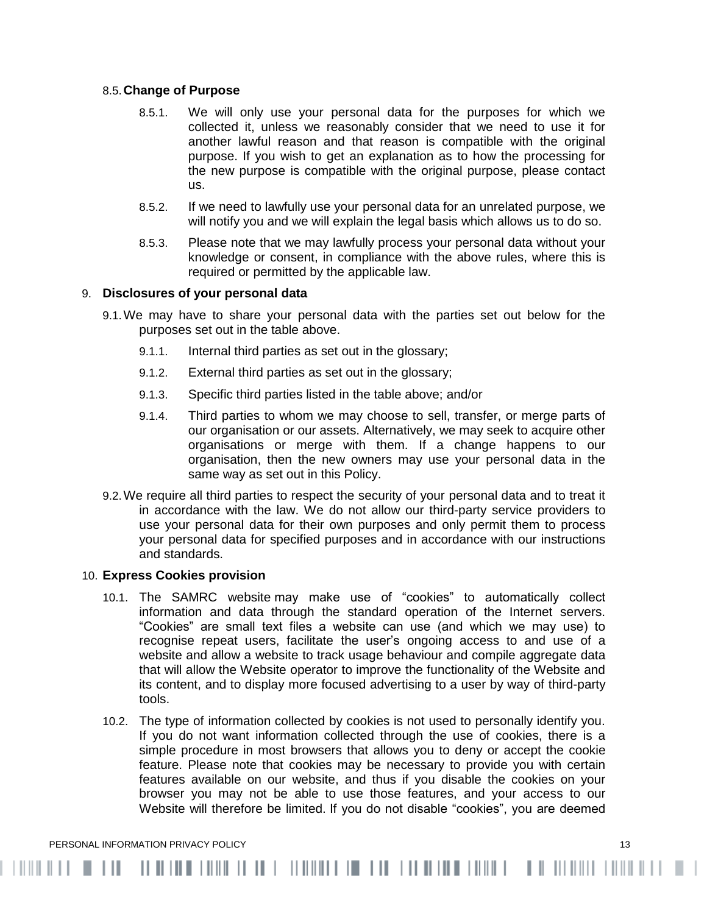### 8.5. Change of Purpose

8.5.1. We will only use your personal data for the purposes for which we collected it, unless we reasonably consider that we need to use it for another lawful reason and that reason is compatible with the original purpose. If you wish to get an explanation as to how the processing for the new purpose is compatible with the original purpose, please contact us.

8.5.2. If we need to lawfully use your personal data for an unrelated purpose, we will notify you and we will explain the legal basis which allows us to do so.

8.5.3. Please note that we may lawfully process your personal data without your knowledge or consent, in compliance with the above rules, where this is required or permitted by the applicable law.

## 9. Disclosures of your personal data

9.1. We may have to share your personal data with the parties set out below for the purposes set out in the table above.

9.1.1. Internal third parties as set out in the glossary;

9.1.2. External third parties as set out in the glossary;

9.1.3. Specific third parties listed in the table above; and/or

9.1.4. Third parties to whom we may choose to sell, transfer, or merge parts of our organisation or our assets. Alternatively, we may seek to acquire other organisations or merge with them. If a change happens to our organisation, then the new owners may use your personal data in the same way as set out in this Policy.

9.2. We require all third parties to respect the security of your personal data and to treat it in accordance with the law. We do not allow our third-party service providers to use your personal data for their own purposes and only permit them to process your personal data for specified purposes and in accordance with our instructions and standards.

## 10. Express Cookies provision

10.1. The SAMRC website may make use of “cookies” to automatically collect information and data through the standard operation of the Internet servers. “Cookies” are small text files a website can use (and which we may use) to recognise repeat users, facilitate the user’s ongoing access to and use of a website and allow a website to track usage behaviour and compile aggregate data that will allow the Website operator to improve the functionality of the Website and its content, and to display more focused advertising to a user by way of third-party tools.

10.2. The type of information collected by cookies is not used to personally identify you. If you do not want information collected through the use of cookies, there is a simple procedure in most browsers that allows you to deny or accept the cookie feature. Please note that cookies may be necessary to provide you with certain features available on our website, and thus if you disable the cookies on your browser you may not be able to use those features, and your access to our Website will therefore be limited. If you do not disable “cookies”, you are deemed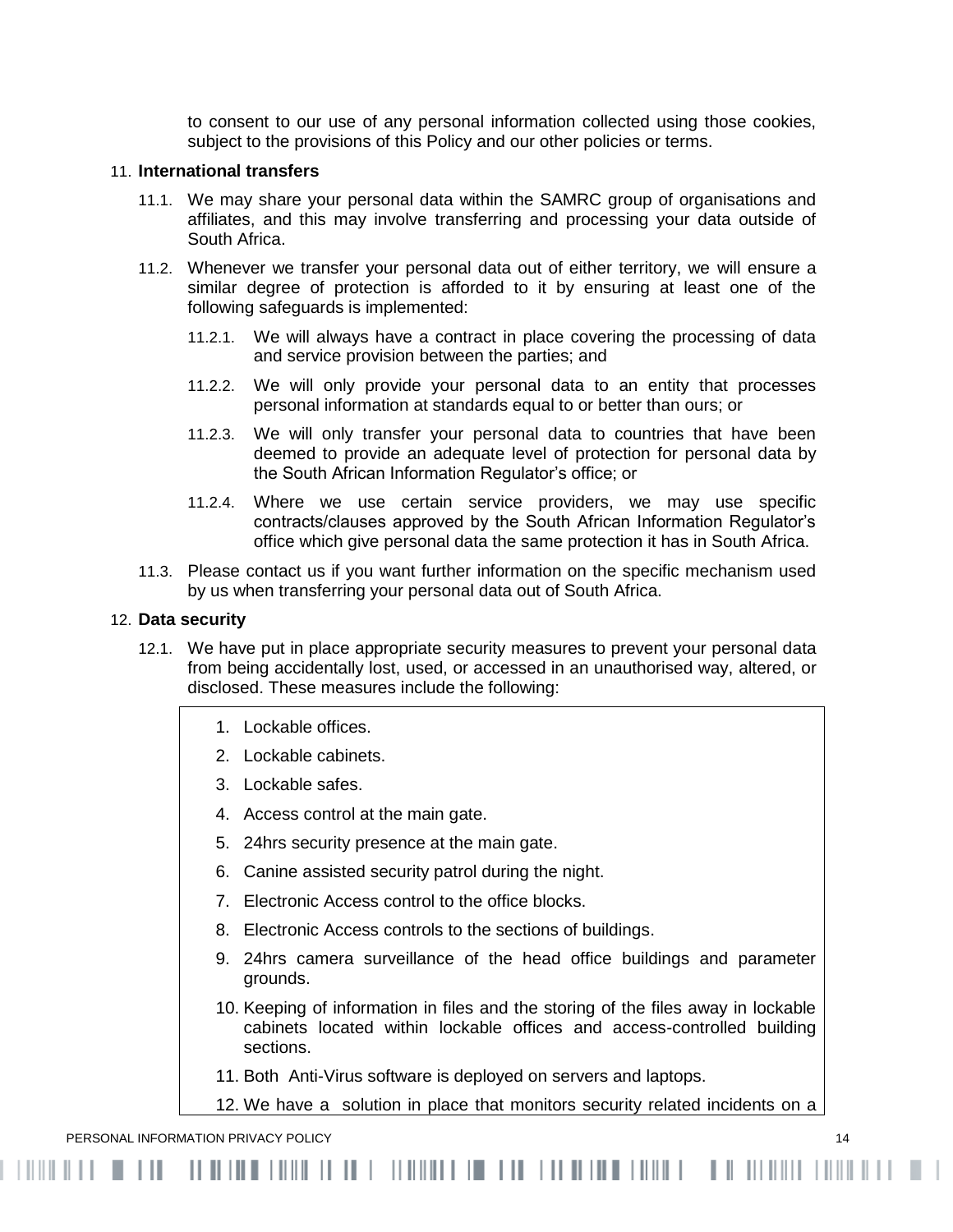to consent to our use of any personal information collected using those cookies, subject to the provisions of this Policy and our other policies or terms.

11. **International transfers**

11.1. We may share your personal data within the SAMRC group of organisations and affiliates, and this may involve transferring and processing your data outside of South Africa.

11.2. Whenever we transfer your personal data out of either territory, we will ensure a similar degree of protection is afforded to it by ensuring at least one of the following safeguards is implemented:

11.2.1. We will always have a contract in place covering the processing of data and service provision between the parties; and

11.2.2. We will only provide your personal data to an entity that processes personal information at standards equal to or better than ours; or

11.2.3. We will only transfer your personal data to countries that have been deemed to provide an adequate level of protection for personal data by the South African Information Regulator's office; or

11.2.4. Where we use certain service providers, we may use specific contracts/clauses approved by the South African Information Regulator's office which give personal data the same protection it has in South Africa.

11.3. Please contact us if you want further information on the specific mechanism used by us when transferring your personal data out of South Africa.

12. **Data security**

12.1. We have put in place appropriate security measures to prevent your personal data from being accidentally lost, used, or accessed in an unauthorised way, altered, or disclosed. These measures include the following:

1. Lockable offices.
2. Lockable cabinets.
3. Lockable safes.
4. Access control at the main gate.
5. 24hrs security presence at the main gate.
6. Canine assisted security patrol during the night.
7. Electronic Access control to the office blocks.
8. Electronic Access controls to the sections of buildings.
9. 24hrs camera surveillance of the head office buildings and parameter grounds.
10. Keeping of information in files and the storing of the files away in lockable cabinets located within lockable offices and access-controlled building sections.
11. Both Anti-Virus software is deployed on servers and laptops.
12. We have a solution in place that monitors security related incidents on a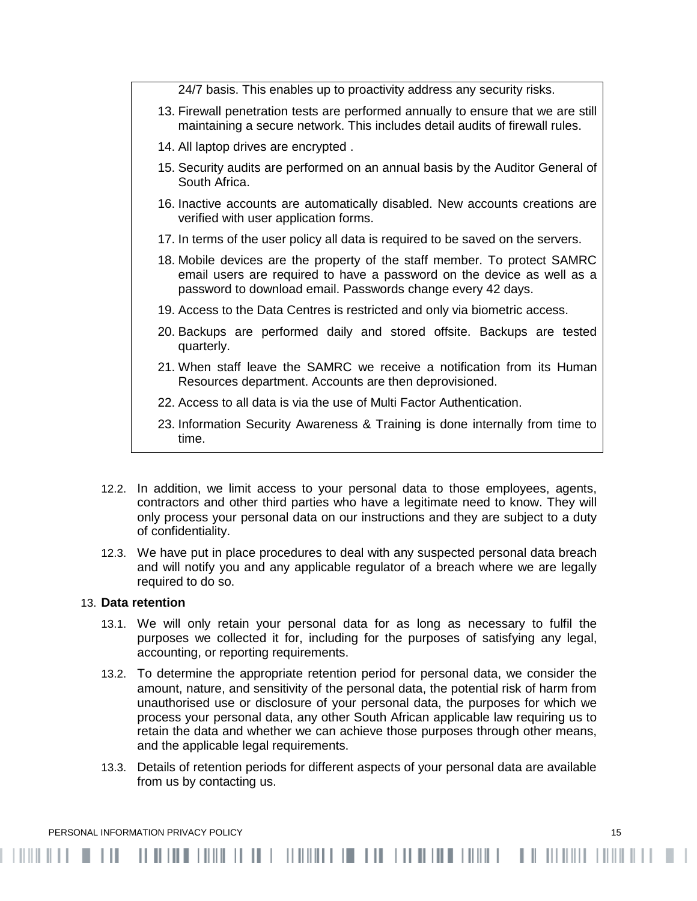24/7 basis. This enables up to proactivity address any security risks.

13. Firewall penetration tests are performed annually to ensure that we are still maintaining a secure network. This includes detail audits of firewall rules.
14. All laptop drives are encrypted .
15. Security audits are performed on an annual basis by the Auditor General of South Africa.
16. Inactive accounts are automatically disabled. New accounts creations are verified with user application forms.
17. In terms of the user policy all data is required to be saved on the servers.
18. Mobile devices are the property of the staff member. To protect SAMRC email users are required to have a password on the device as well as a password to download email. Passwords change every 42 days.
19. Access to the Data Centres is restricted and only via biometric access.
20. Backups are performed daily and stored offsite. Backups are tested quarterly.
21. When staff leave the SAMRC we receive a notification from its Human Resources department. Accounts are then deprovisioned.
22. Access to all data is via the use of Multi Factor Authentication.
23. Information Security Awareness & Training is done internally from time to time.

12.2. In addition, we limit access to your personal data to those employees, agents, contractors and other third parties who have a legitimate need to know. They will only process your personal data on our instructions and they are subject to a duty of confidentiality.

12.3. We have put in place procedures to deal with any suspected personal data breach and will notify you and any applicable regulator of a breach where we are legally required to do so.

13. **Data retention**

13.1. We will only retain your personal data for as long as necessary to fulfil the purposes we collected it for, including for the purposes of satisfying any legal, accounting, or reporting requirements.

13.2. To determine the appropriate retention period for personal data, we consider the amount, nature, and sensitivity of the personal data, the potential risk of harm from unauthorised use or disclosure of your personal data, the purposes for which we process your personal data, any other South African applicable law requiring us to retain the data and whether we can achieve those purposes through other means, and the applicable legal requirements.

13.3. Details of retention periods for different aspects of your personal data are available from us by contacting us.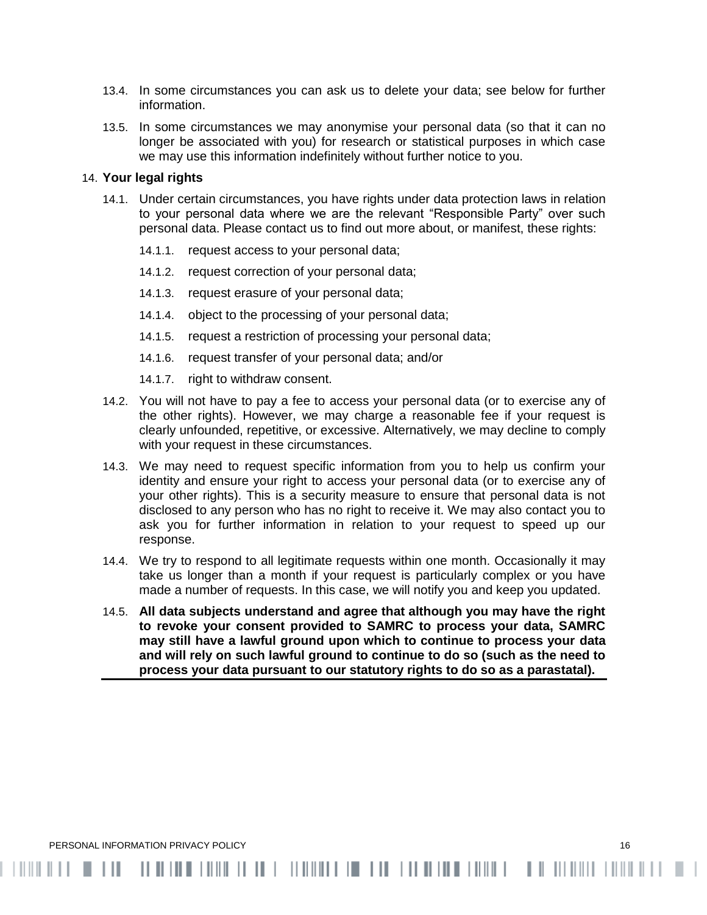13.4. In some circumstances you can ask us to delete your data; see below for further information.

13.5. In some circumstances we may anonymise your personal data (so that it can no longer be associated with you) for research or statistical purposes in which case we may use this information indefinitely without further notice to you.

## 14. **Your legal rights**

14.1. Under certain circumstances, you have rights under data protection laws in relation to your personal data where we are the relevant “Responsible Party” over such personal data. Please contact us to find out more about, or manifest, these rights:

- 14.1.1. request access to your personal data;
- 14.1.2. request correction of your personal data;
- 14.1.3. request erasure of your personal data;
- 14.1.4. object to the processing of your personal data;
- 14.1.5. request a restriction of processing your personal data;
- 14.1.6. request transfer of your personal data; and/or
- 14.1.7. right to withdraw consent.

14.2. You will not have to pay a fee to access your personal data (or to exercise any of the other rights). However, we may charge a reasonable fee if your request is clearly unfounded, repetitive, or excessive. Alternatively, we may decline to comply with your request in these circumstances.

14.3. We may need to request specific information from you to help us confirm your identity and ensure your right to access your personal data (or to exercise any of your other rights). This is a security measure to ensure that personal data is not disclosed to any person who has no right to receive it. We may also contact you to ask you for further information in relation to your request to speed up our response.

14.4. We try to respond to all legitimate requests within one month. Occasionally it may take us longer than a month if your request is particularly complex or you have made a number of requests. In this case, we will notify you and keep you updated.

14.5. **All data subjects understand and agree that although you may have the right to revoke your consent provided to SAMRC to process your data, SAMRC may still have a lawful ground upon which to continue to process your data and will rely on such lawful ground to continue to do so (such as the need to process your data pursuant to our statutory rights to do so as a parastatal).**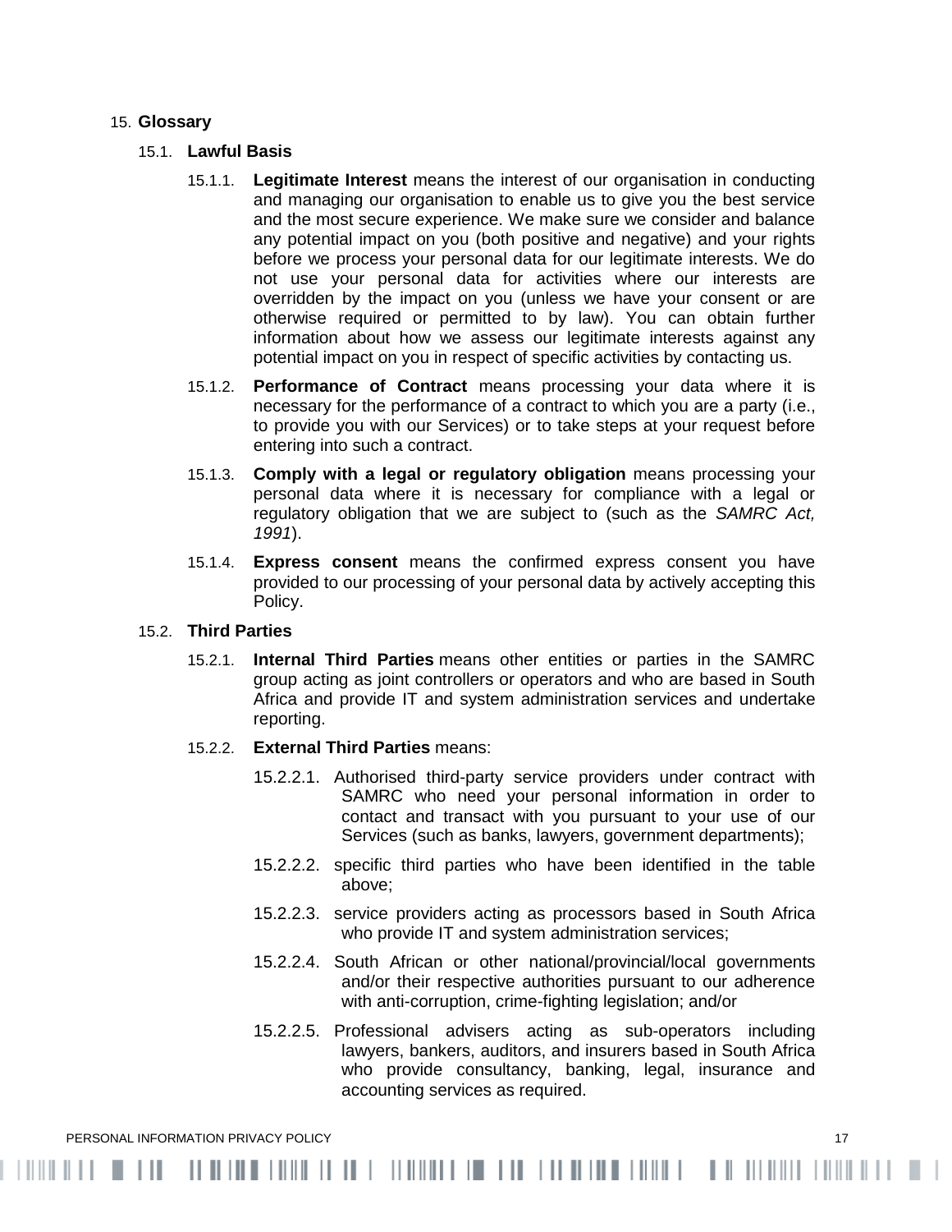## 15. Glossary

### 15.1. Lawful Basis

15.1.1. **Legitimate Interest** means the interest of our organisation in conducting and managing our organisation to enable us to give you the best service and the most secure experience. We make sure we consider and balance any potential impact on you (both positive and negative) and your rights before we process your personal data for our legitimate interests. We do not use your personal data for activities where our interests are overridden by the impact on you (unless we have your consent or are otherwise required or permitted to by law). You can obtain further information about how we assess our legitimate interests against any potential impact on you in respect of specific activities by contacting us.

15.1.2. **Performance of Contract** means processing your data where it is necessary for the performance of a contract to which you are a party (i.e., to provide you with our Services) or to take steps at your request before entering into such a contract.

15.1.3. **Comply with a legal or regulatory obligation** means processing your personal data where it is necessary for compliance with a legal or regulatory obligation that we are subject to (such as the *SAMRC Act, 1991*).

15.1.4. **Express consent** means the confirmed express consent you have provided to our processing of your personal data by actively accepting this Policy.

### 15.2. Third Parties

15.2.1. **Internal Third Parties** means other entities or parties in the SAMRC group acting as joint controllers or operators and who are based in South Africa and provide IT and system administration services and undertake reporting.

15.2.2. **External Third Parties** means:

15.2.2.1. Authorised third-party service providers under contract with SAMRC who need your personal information in order to contact and transact with you pursuant to your use of our Services (such as banks, lawyers, government departments);

15.2.2.2. specific third parties who have been identified in the table above;

15.2.2.3. service providers acting as processors based in South Africa who provide IT and system administration services;

15.2.2.4. South African or other national/provincial/local governments and/or their respective authorities pursuant to our adherence with anti-corruption, crime-fighting legislation; and/or

15.2.2.5. Professional advisers acting as sub-operators including lawyers, bankers, auditors, and insurers based in South Africa who provide consultancy, banking, legal, insurance and accounting services as required.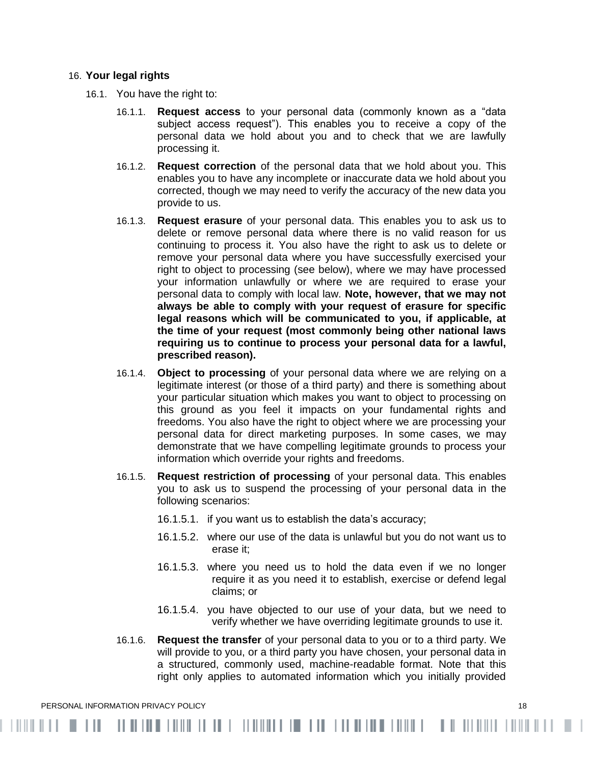16. **Your legal rights**

16.1. You have the right to:

16.1.1. **Request access** to your personal data (commonly known as a "data subject access request"). This enables you to receive a copy of the personal data we hold about you and to check that we are lawfully processing it.

16.1.2. **Request correction** of the personal data that we hold about you. This enables you to have any incomplete or inaccurate data we hold about you corrected, though we may need to verify the accuracy of the new data you provide to us.

16.1.3. **Request erasure** of your personal data. This enables you to ask us to delete or remove personal data where there is no valid reason for us continuing to process it. You also have the right to ask us to delete or remove your personal data where you have successfully exercised your right to object to processing (see below), where we may have processed your information unlawfully or where we are required to erase your personal data to comply with local law. **Note, however, that we may not always be able to comply with your request of erasure for specific legal reasons which will be communicated to you, if applicable, at the time of your request (most commonly being other national laws requiring us to continue to process your personal data for a lawful, prescribed reason).**

16.1.4. **Object to processing** of your personal data where we are relying on a legitimate interest (or those of a third party) and there is something about your particular situation which makes you want to object to processing on this ground as you feel it impacts on your fundamental rights and freedoms. You also have the right to object where we are processing your personal data for direct marketing purposes. In some cases, we may demonstrate that we have compelling legitimate grounds to process your information which override your rights and freedoms.

16.1.5. **Request restriction of processing** of your personal data. This enables you to ask us to suspend the processing of your personal data in the following scenarios:

16.1.5.1. if you want us to establish the data's accuracy;

16.1.5.2. where our use of the data is unlawful but you do not want us to erase it;

16.1.5.3. where you need us to hold the data even if we no longer require it as you need it to establish, exercise or defend legal claims; or

16.1.5.4. you have objected to our use of your data, but we need to verify whether we have overriding legitimate grounds to use it.

16.1.6. **Request the transfer** of your personal data to you or to a third party. We will provide to you, or a third party you have chosen, your personal data in a structured, commonly used, machine-readable format. Note that this right only applies to automated information which you initially provided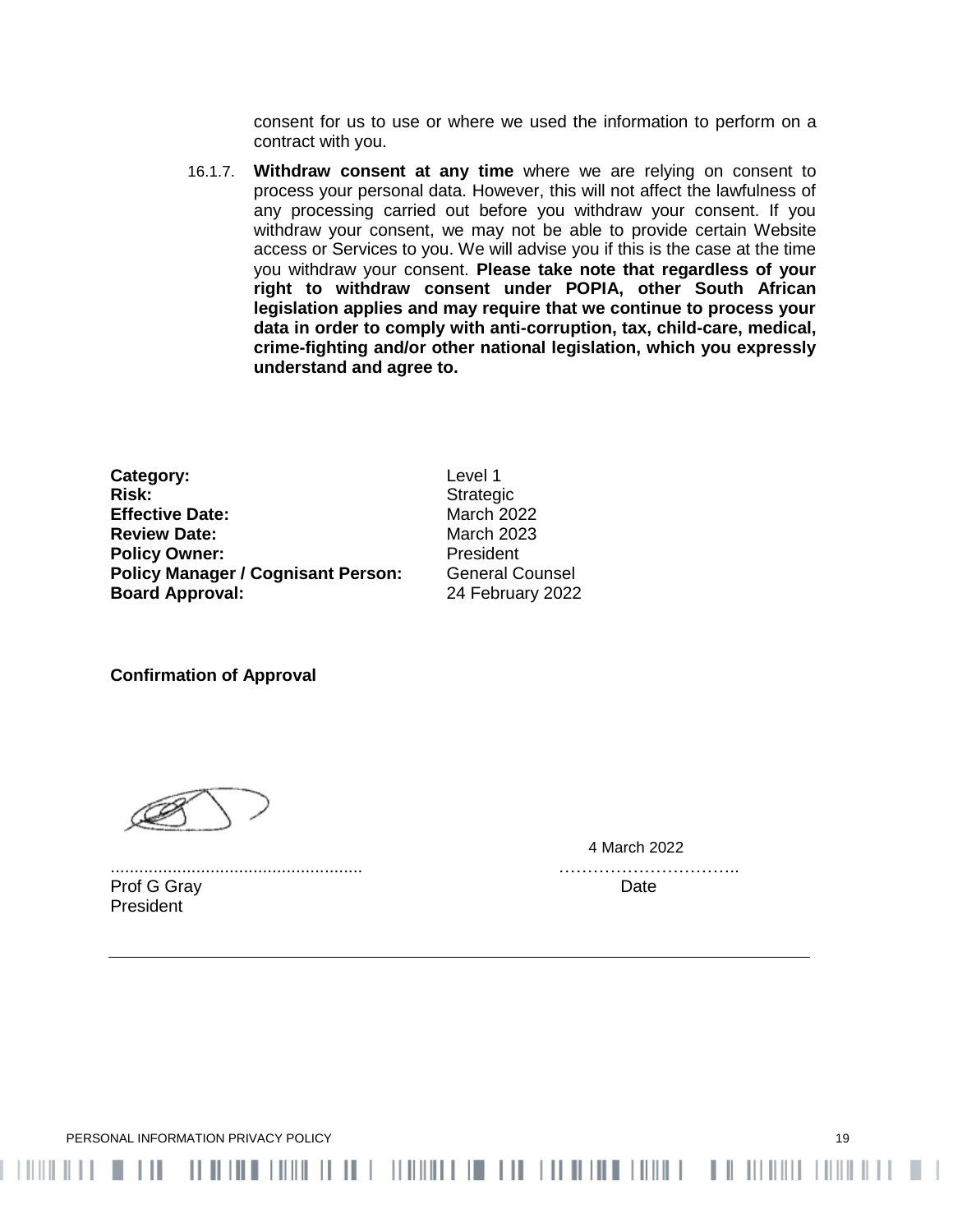consent for us to use or where we used the information to perform on a contract with you.

16.1.7. **Withdraw consent at any time** where we are relying on consent to process your personal data. However, this will not affect the lawfulness of any processing carried out before you withdraw your consent. If you withdraw your consent, we may not be able to provide certain Website access or Services to you. We will advise you if this is the case at the time you withdraw your consent. **Please take note that regardless of your right to withdraw consent under POPIA, other South African legislation applies and may require that we continue to process your data in order to comply with anti-corruption, tax, child-care, medical, crime-fighting and/or other national legislation, which you expressly understand and agree to.**

| | |
|---|---|
| **Category:** | Level 1 |
| **Risk:** | Strategic |
| **Effective Date:** | March 2022 |
| **Review Date:** | March 2023 |
| **Policy Owner:** | President |
| **Policy Manager / Cognisant Person:** | General Counsel |
| **Board Approval:** | 24 February 2022 |

**Confirmation of Approval**

4 March 2022

...................................................... ……………………………..

Prof G Gray Date

President